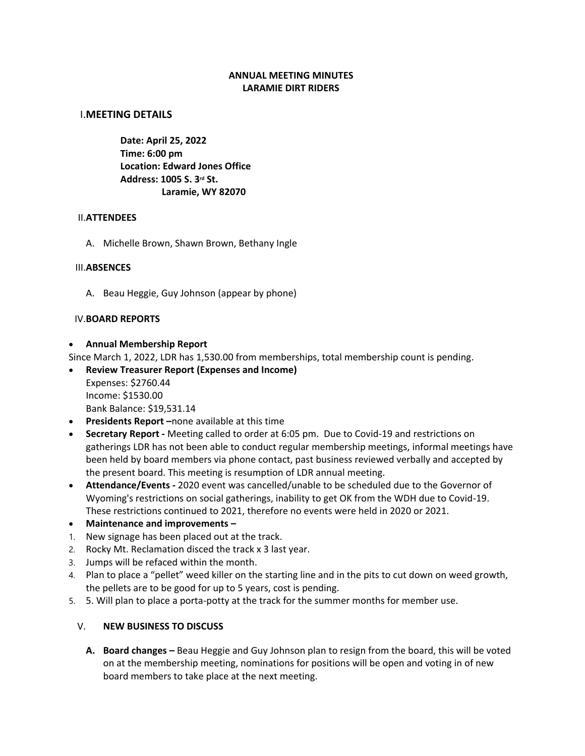**ANNUAL MEETING MINUTES**
**LARAMIE DIRT RIDERS**

## I. MEETING DETAILS

**Date: April 25, 2022**
**Time: 6:00 pm**
**Location: Edward Jones Office**
**Address: 1005 S. 3rd St.**
**Laramie, WY 82070**

### II. ATTENDEES

A. Michelle Brown, Shawn Brown, Bethany Ingle

### III. ABSENCES

A. Beau Heggie, Guy Johnson (appear by phone)

### IV. BOARD REPORTS

- **Annual Membership Report**

Since March 1, 2022, LDR has 1,530.00 from memberships, total membership count is pending.

- **Review Treasurer Report (Expenses and Income)**
  Expenses: $2760.44
  Income: $1530.00
  Bank Balance: $19,531.14
- **Presidents Report –**none available at this time
- **Secretary Report -** Meeting called to order at 6:05 pm. Due to Covid-19 and restrictions on gatherings LDR has not been able to conduct regular membership meetings, informal meetings have been held by board members via phone contact, past business reviewed verbally and accepted by the present board. This meeting is resumption of LDR annual meeting.
- **Attendance/Events -** 2020 event was cancelled/unable to be scheduled due to the Governor of Wyoming's restrictions on social gatherings, inability to get OK from the WDH due to Covid-19. These restrictions continued to 2021, therefore no events were held in 2020 or 2021.
- **Maintenance and improvements –**

1. New signage has been placed out at the track.
2. Rocky Mt. Reclamation disced the track x 3 last year.
3. Jumps will be refaced within the month.
4. Plan to place a "pellet" weed killer on the starting line and in the pits to cut down on weed growth, the pellets are to be good for up to 5 years, cost is pending.
5. 5. Will plan to place a porta-potty at the track for the summer months for member use.

### V. NEW BUSINESS TO DISCUSS

**A. Board changes –** Beau Heggie and Guy Johnson plan to resign from the board, this will be voted on at the membership meeting, nominations for positions will be open and voting in of new board members to take place at the next meeting.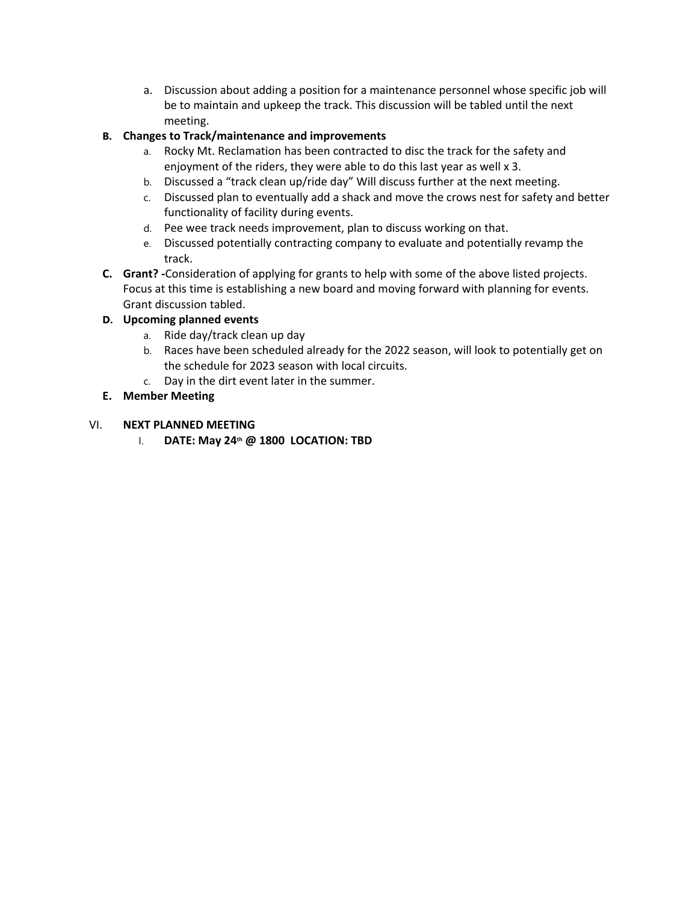a. Discussion about adding a position for a maintenance personnel whose specific job will be to maintain and upkeep the track. This discussion will be tabled until the next meeting.

**B. Changes to Track/maintenance and improvements**

   a. Rocky Mt. Reclamation has been contracted to disc the track for the safety and enjoyment of the riders, they were able to do this last year as well x 3.
   b. Discussed a "track clean up/ride day" Will discuss further at the next meeting.
   c. Discussed plan to eventually add a shack and move the crows nest for safety and better functionality of facility during events.
   d. Pee wee track needs improvement, plan to discuss working on that.
   e. Discussed potentially contracting company to evaluate and potentially revamp the track.

**C. Grant? -**Consideration of applying for grants to help with some of the above listed projects. Focus at this time is establishing a new board and moving forward with planning for events. Grant discussion tabled.

**D. Upcoming planned events**

   a. Ride day/track clean up day
   b. Races have been scheduled already for the 2022 season, will look to potentially get on the schedule for 2023 season with local circuits.
   c. Day in the dirt event later in the summer.

**E. Member Meeting**

VI. **NEXT PLANNED MEETING**

   I. **DATE: May 24th @ 1800 LOCATION: TBD**